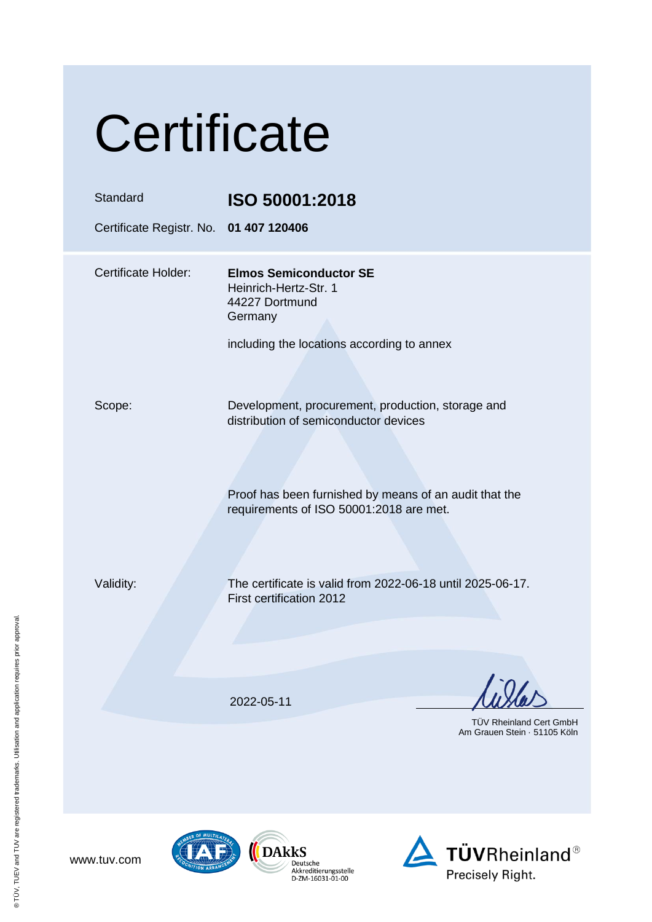# Certificate

| | |
|---|---|
| Standard | **ISO 50001:2018** |
| Certificate Registr. No. | **01 407 120406** |

| | |
|---|---|
| Certificate Holder: | **Elmos Semiconductor SE**<br>Heinrich-Hertz-Str. 1<br>44227 Dortmund<br>Germany<br><br>including the locations according to annex |
| Scope: | Development, procurement, production, storage and distribution of semiconductor devices<br><br>Proof has been furnished by means of an audit that the requirements of ISO 50001:2018 are met. |
| Validity: | The certificate is valid from 2022-06-18 until 2025-06-17.<br>First certification 2012 |

2022-05-11

TÜV Rheinland Cert GmbH
Am Grauen Stein · 51105 Köln

www.tuv.com

DAkkS
Deutsche Akkreditierungsstelle
D-ZM-16031-01-00

TÜVRheinland®
Precisely Right.

® TÜV, TUEV and TUV are registered trademarks. Utilisation and application requires prior approval.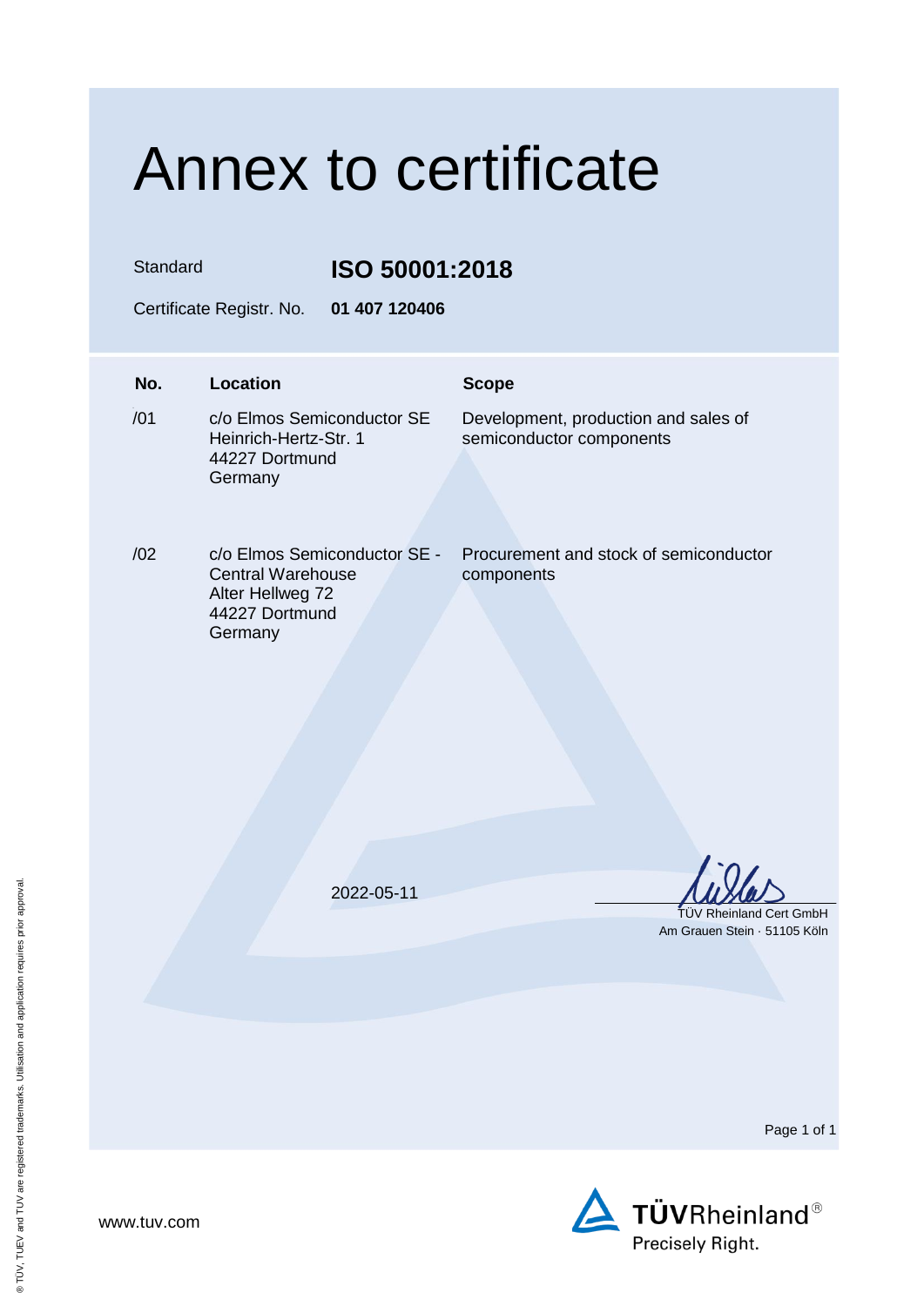# Annex to certificate

Standard **ISO 50001:2018**

Certificate Registr. No. **01 407 120406**

| No. | Location | Scope |
|---|---|---|
| /01 | c/o Elmos Semiconductor SE<br>Heinrich-Hertz-Str. 1<br>44227 Dortmund<br>Germany | Development, production and sales of semiconductor components |
| /02 | c/o Elmos Semiconductor SE - Central Warehouse<br>Alter Hellweg 72<br>44227 Dortmund<br>Germany | Procurement and stock of semiconductor components |

2022-05-11

TÜV Rheinland Cert GmbH
Am Grauen Stein · 51105 Köln

www.tuv.com

TÜVRheinland®
Precisely Right.

® TÜV, TUEV and TUV are registered trademarks. Utilisation and application requires prior approval.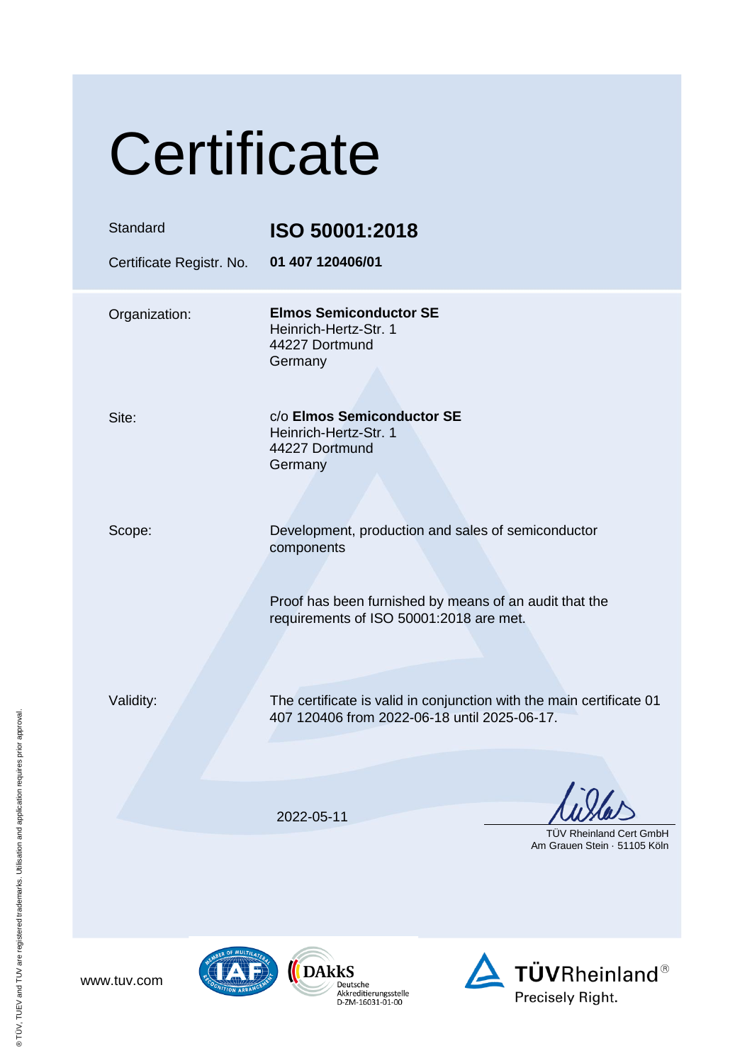# Certificate

| | |
|---|---|
| Standard | **ISO 50001:2018** |
| Certificate Registr. No. | **01 407 120406/01** |

Organization: **Elmos Semiconductor SE**
Heinrich-Hertz-Str. 1
44227 Dortmund
Germany

Site: c/o **Elmos Semiconductor SE**
Heinrich-Hertz-Str. 1
44227 Dortmund
Germany

Scope: Development, production and sales of semiconductor components

Proof has been furnished by means of an audit that the requirements of ISO 50001:2018 are met.

Validity: The certificate is valid in conjunction with the main certificate 01 407 120406 from 2022-06-18 until 2025-06-17.

2022-05-11

TÜV Rheinland Cert GmbH
Am Grauen Stein · 51105 Köln

www.tuv.com

DAkkS Deutsche Akkreditierungsstelle D-ZM-16031-01-00

TÜVRheinland® Precisely Right.

® TÜV, TUEV and TUV are registered trademarks. Utilisation and application requires prior approval.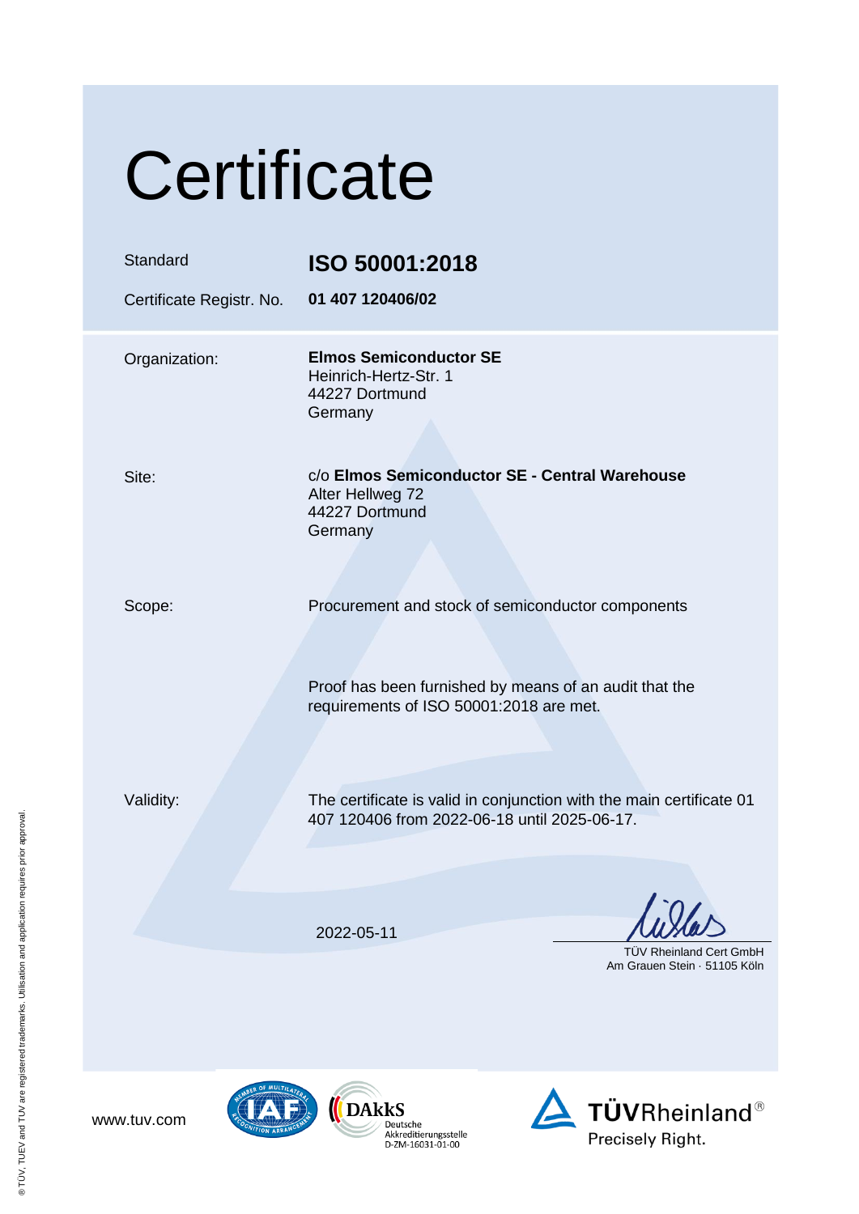# Certificate

| | |
|---|---|
| Standard | **ISO 50001:2018** |
| Certificate Registr. No. | **01 407 120406/02** |

Organization: **Elmos Semiconductor SE**
Heinrich-Hertz-Str. 1
44227 Dortmund
Germany

Site: c/o **Elmos Semiconductor SE - Central Warehouse**
Alter Hellweg 72
44227 Dortmund
Germany

Scope: Procurement and stock of semiconductor components

Proof has been furnished by means of an audit that the requirements of ISO 50001:2018 are met.

Validity: The certificate is valid in conjunction with the main certificate 01 407 120406 from 2022-06-18 until 2025-06-17.

2022-05-11

TÜV Rheinland Cert GmbH
Am Grauen Stein · 51105 Köln

www.tuv.com

DAkkS Deutsche Akkreditierungsstelle D-ZM-16031-01-00

TÜVRheinland® Precisely Right.

® TÜV, TUEV and TUV are registered trademarks. Utilisation and application requires prior approval.